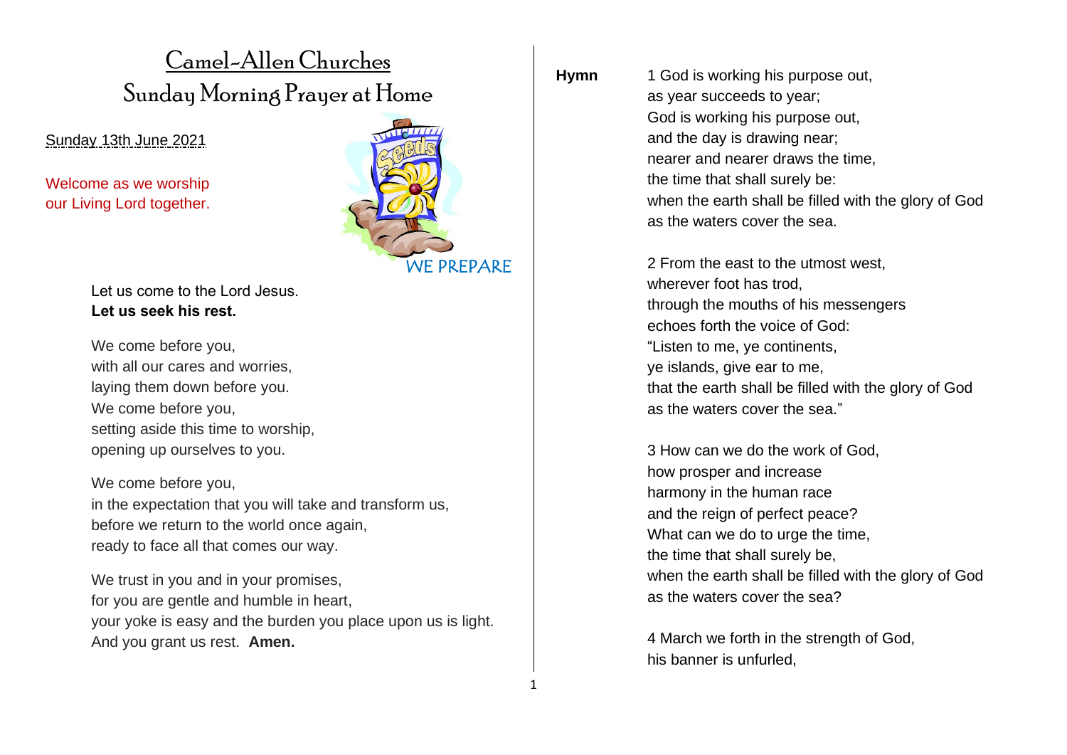# Camel-Allen Churches
## Sunday Morning Prayer at Home

Sunday 13th June 2021

Welcome as we worship
our Living Lord together.

WE PREPARE

Let us come to the Lord Jesus.
**Let us seek his rest.**

We come before you,
with all our cares and worries,
laying them down before you.
We come before you,
setting aside this time to worship,
opening up ourselves to you.

We come before you,
in the expectation that you will take and transform us,
before we return to the world once again,
ready to face all that comes our way.

We trust in you and in your promises,
for you are gentle and humble in heart,
your yoke is easy and the burden you place upon us is light.
And you grant us rest. **Amen.**

**Hymn**

1 God is working his purpose out,
as year succeeds to year;
God is working his purpose out,
and the day is drawing near;
nearer and nearer draws the time,
the time that shall surely be:
when the earth shall be filled with the glory of God
as the waters cover the sea.

2 From the east to the utmost west,
wherever foot has trod,
through the mouths of his messengers
echoes forth the voice of God:
"Listen to me, ye continents,
ye islands, give ear to me,
that the earth shall be filled with the glory of God
as the waters cover the sea."

3 How can we do the work of God,
how prosper and increase
harmony in the human race
and the reign of perfect peace?
What can we do to urge the time,
the time that shall surely be,
when the earth shall be filled with the glory of God
as the waters cover the sea?

4 March we forth in the strength of God,
his banner is unfurled,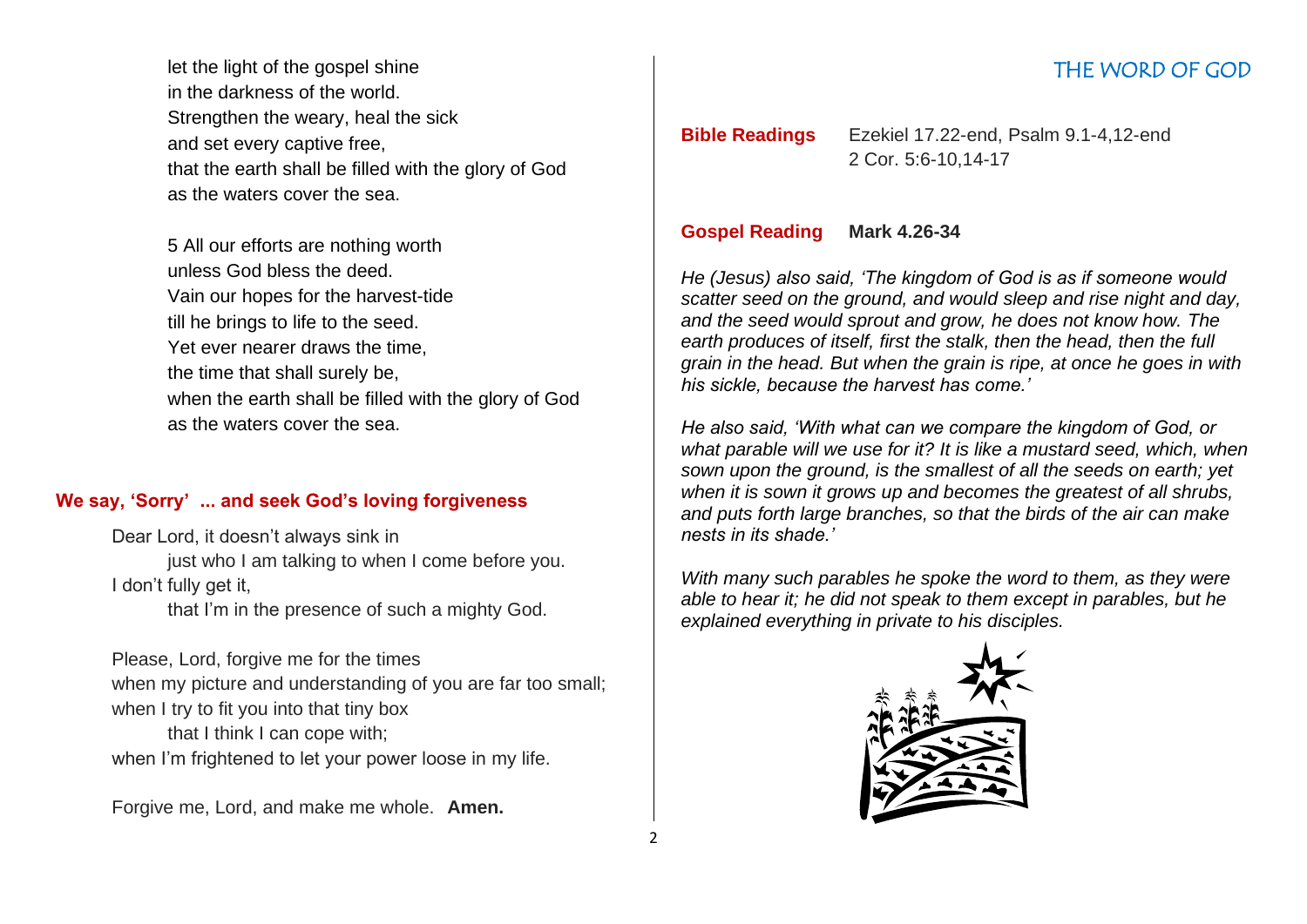let the light of the gospel shine
in the darkness of the world.
Strengthen the weary, heal the sick
and set every captive free,
that the earth shall be filled with the glory of God
as the waters cover the sea.

5 All our efforts are nothing worth
unless God bless the deed.
Vain our hopes for the harvest-tide
till he brings to life to the seed.
Yet ever nearer draws the time,
the time that shall surely be,
when the earth shall be filled with the glory of God
as the waters cover the sea.

### We say, 'Sorry' ... and seek God's loving forgiveness

Dear Lord, it doesn't always sink in
just who I am talking to when I come before you.
I don't fully get it,
that I'm in the presence of such a mighty God.

Please, Lord, forgive me for the times
when my picture and understanding of you are far too small;
when I try to fit you into that tiny box
that I think I can cope with;
when I'm frightened to let your power loose in my life.

Forgive me, Lord, and make me whole. **Amen.**

## THE WORD OF GOD

**Bible Readings** Ezekiel 17.22-end, Psalm 9.1-4,12-end
2 Cor. 5:6-10,14-17

**Gospel Reading** **Mark 4.26-34**

*He (Jesus) also said, 'The kingdom of God is as if someone would scatter seed on the ground, and would sleep and rise night and day, and the seed would sprout and grow, he does not know how. The earth produces of itself, first the stalk, then the head, then the full grain in the head. But when the grain is ripe, at once he goes in with his sickle, because the harvest has come.'*

*He also said, 'With what can we compare the kingdom of God, or what parable will we use for it? It is like a mustard seed, which, when sown upon the ground, is the smallest of all the seeds on earth; yet when it is sown it grows up and becomes the greatest of all shrubs, and puts forth large branches, so that the birds of the air can make nests in its shade.'*

*With many such parables he spoke the word to them, as they were able to hear it; he did not speak to them except in parables, but he explained everything in private to his disciples.*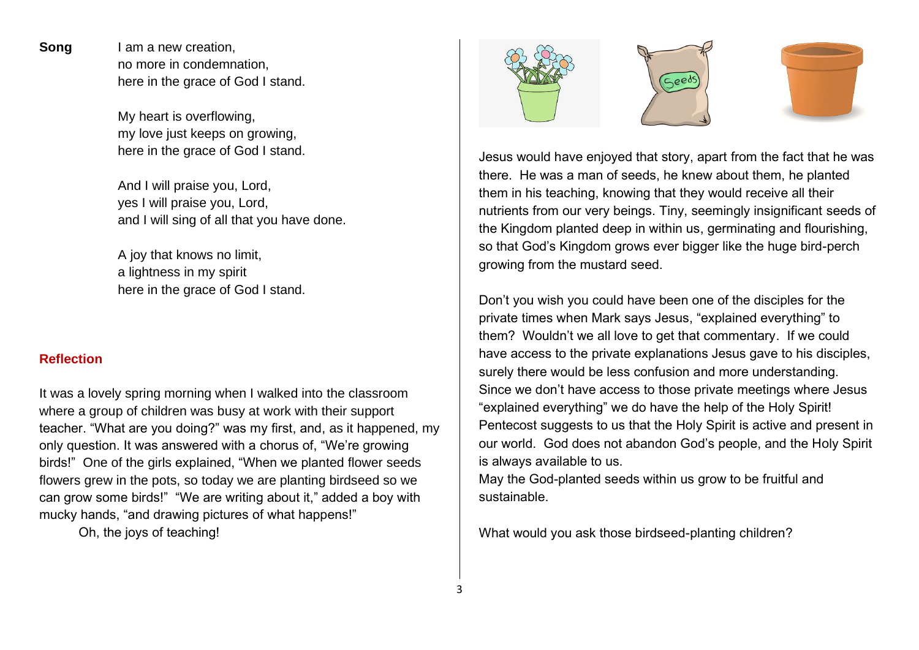**Song**

I am a new creation,
no more in condemnation,
here in the grace of God I stand.

My heart is overflowing,
my love just keeps on growing,
here in the grace of God I stand.

And I will praise you, Lord,
yes I will praise you, Lord,
and I will sing of all that you have done.

A joy that knows no limit,
a lightness in my spirit
here in the grace of God I stand.

## Reflection

It was a lovely spring morning when I walked into the classroom where a group of children was busy at work with their support teacher. "What are you doing?" was my first, and, as it happened, my only question. It was answered with a chorus of, "We're growing birds!" One of the girls explained, "When we planted flower seeds flowers grew in the pots, so today we are planting birdseed so we can grow some birds!" "We are writing about it," added a boy with mucky hands, "and drawing pictures of what happens!"

Oh, the joys of teaching!

Jesus would have enjoyed that story, apart from the fact that he was there. He was a man of seeds, he knew about them, he planted them in his teaching, knowing that they would receive all their nutrients from our very beings. Tiny, seemingly insignificant seeds of the Kingdom planted deep in within us, germinating and flourishing, so that God's Kingdom grows ever bigger like the huge bird-perch growing from the mustard seed.

Don't you wish you could have been one of the disciples for the private times when Mark says Jesus, "explained everything" to them? Wouldn't we all love to get that commentary. If we could have access to the private explanations Jesus gave to his disciples, surely there would be less confusion and more understanding. Since we don't have access to those private meetings where Jesus "explained everything" we do have the help of the Holy Spirit! Pentecost suggests to us that the Holy Spirit is active and present in our world. God does not abandon God's people, and the Holy Spirit is always available to us.
May the God-planted seeds within us grow to be fruitful and sustainable.

What would you ask those birdseed-planting children?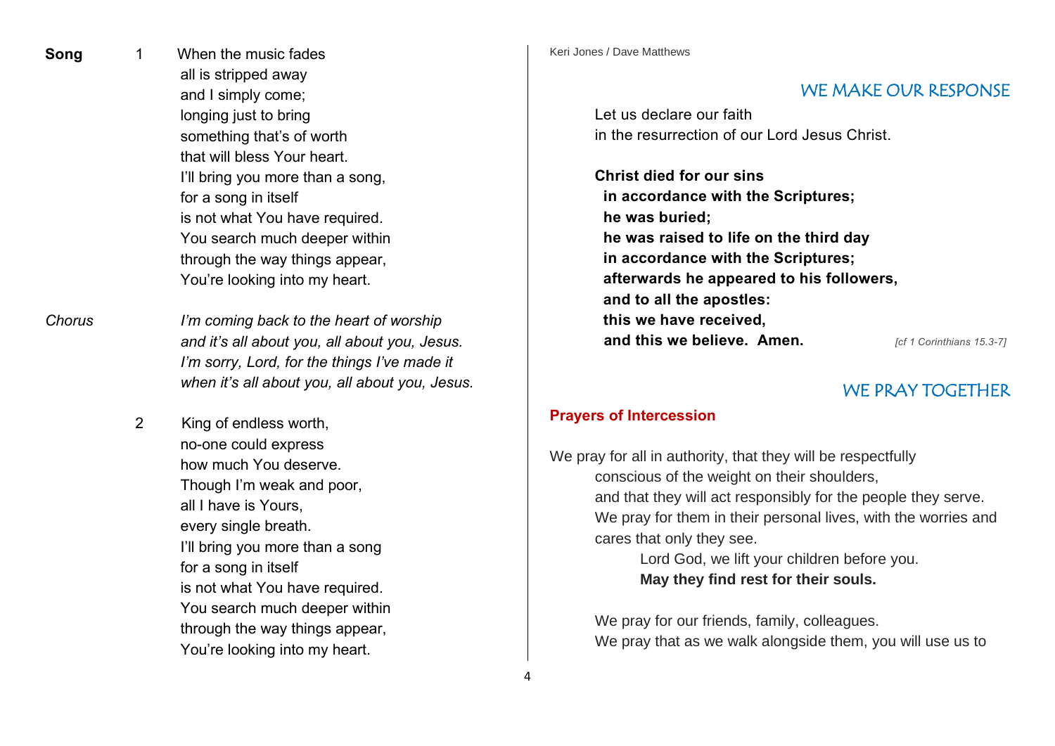**Song**

1 When the music fades
all is stripped away
and I simply come;
longing just to bring
something that's of worth
that will bless Your heart.
I'll bring you more than a song,
for a song in itself
is not what You have required.
You search much deeper within
through the way things appear,
You're looking into my heart.

*Chorus*

*I'm coming back to the heart of worship*
*and it's all about you, all about you, Jesus.*
*I'm sorry, Lord, for the things I've made it*
*when it's all about you, all about you, Jesus.*

2 King of endless worth,
no-one could express
how much You deserve.
Though I'm weak and poor,
all I have is Yours,
every single breath.
I'll bring you more than a song
for a song in itself
is not what You have required.
You search much deeper within
through the way things appear,
You're looking into my heart.

Keri Jones / Dave Matthews

## WE MAKE OUR RESPONSE

Let us declare our faith
in the resurrection of our Lord Jesus Christ.

**Christ died for our sins**
**in accordance with the Scriptures;**
**he was buried;**
**he was raised to life on the third day**
**in accordance with the Scriptures;**
**afterwards he appeared to his followers,**
**and to all the apostles:**
**this we have received,**
**and this we believe. Amen.**

*[cf 1 Corinthians 15.3-7]*

## WE PRAY TOGETHER

**Prayers of Intercession**

We pray for all in authority, that they will be respectfully
conscious of the weight on their shoulders,
and that they will act responsibly for the people they serve.
We pray for them in their personal lives, with the worries and cares that only they see.

Lord God, we lift your children before you.
**May they find rest for their souls.**

We pray for our friends, family, colleagues.
We pray that as we walk alongside them, you will use us to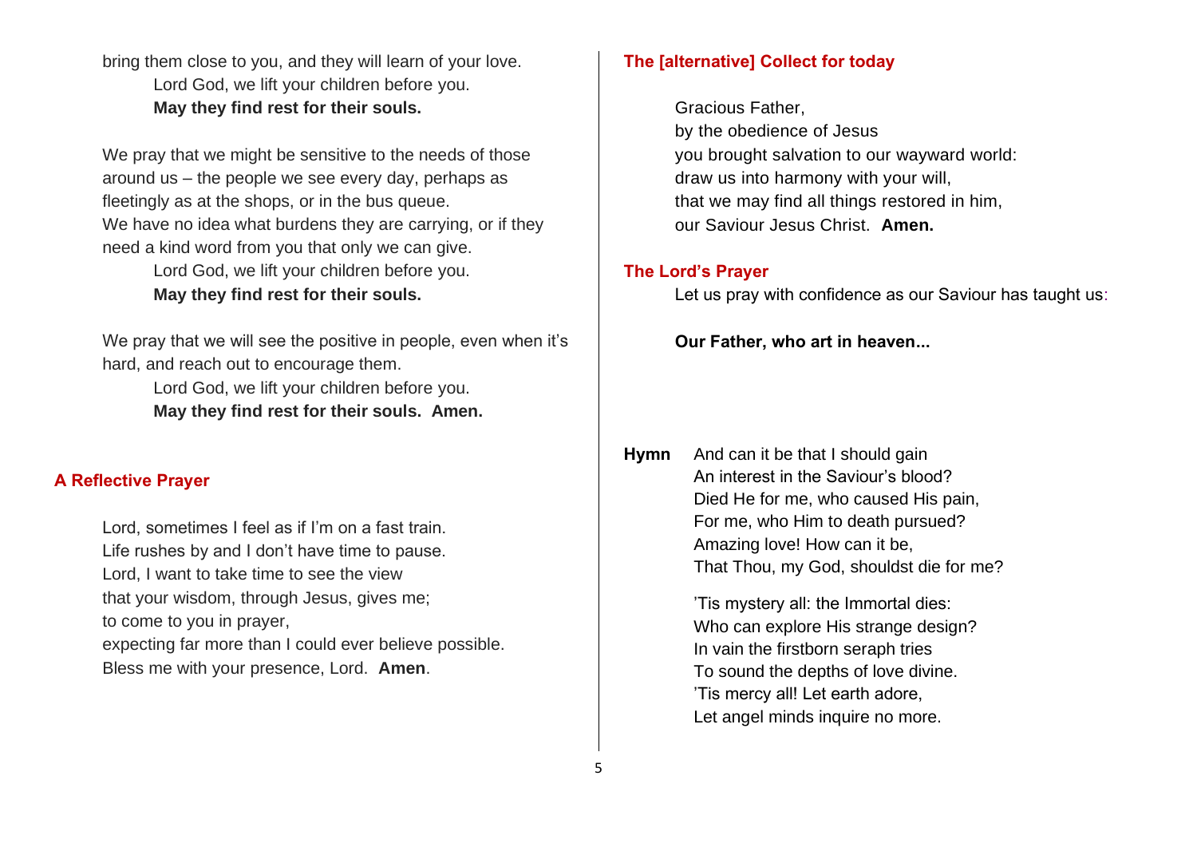bring them close to you, and they will learn of your love.

Lord God, we lift your children before you.
**May they find rest for their souls.**

We pray that we might be sensitive to the needs of those around us – the people we see every day, perhaps as fleetingly as at the shops, or in the bus queue.
We have no idea what burdens they are carrying, or if they need a kind word from you that only we can give.

Lord God, we lift your children before you.
**May they find rest for their souls.**

We pray that we will see the positive in people, even when it's hard, and reach out to encourage them.

Lord God, we lift your children before you.
**May they find rest for their souls. Amen.**

## A Reflective Prayer

Lord, sometimes I feel as if I'm on a fast train.
Life rushes by and I don't have time to pause.
Lord, I want to take time to see the view
that your wisdom, through Jesus, gives me;
to come to you in prayer,
expecting far more than I could ever believe possible.
Bless me with your presence, Lord. **Amen**.

## The [alternative] Collect for today

Gracious Father,
by the obedience of Jesus
you brought salvation to our wayward world:
draw us into harmony with your will,
that we may find all things restored in him,
our Saviour Jesus Christ. **Amen.**

## The Lord's Prayer

Let us pray with confidence as our Saviour has taught us:

**Our Father, who art in heaven...**

**Hymn** And can it be that I should gain
An interest in the Saviour's blood?
Died He for me, who caused His pain,
For me, who Him to death pursued?
Amazing love! How can it be,
That Thou, my God, shouldst die for me?

'Tis mystery all: the Immortal dies:
Who can explore His strange design?
In vain the firstborn seraph tries
To sound the depths of love divine.
'Tis mercy all! Let earth adore,
Let angel minds inquire no more.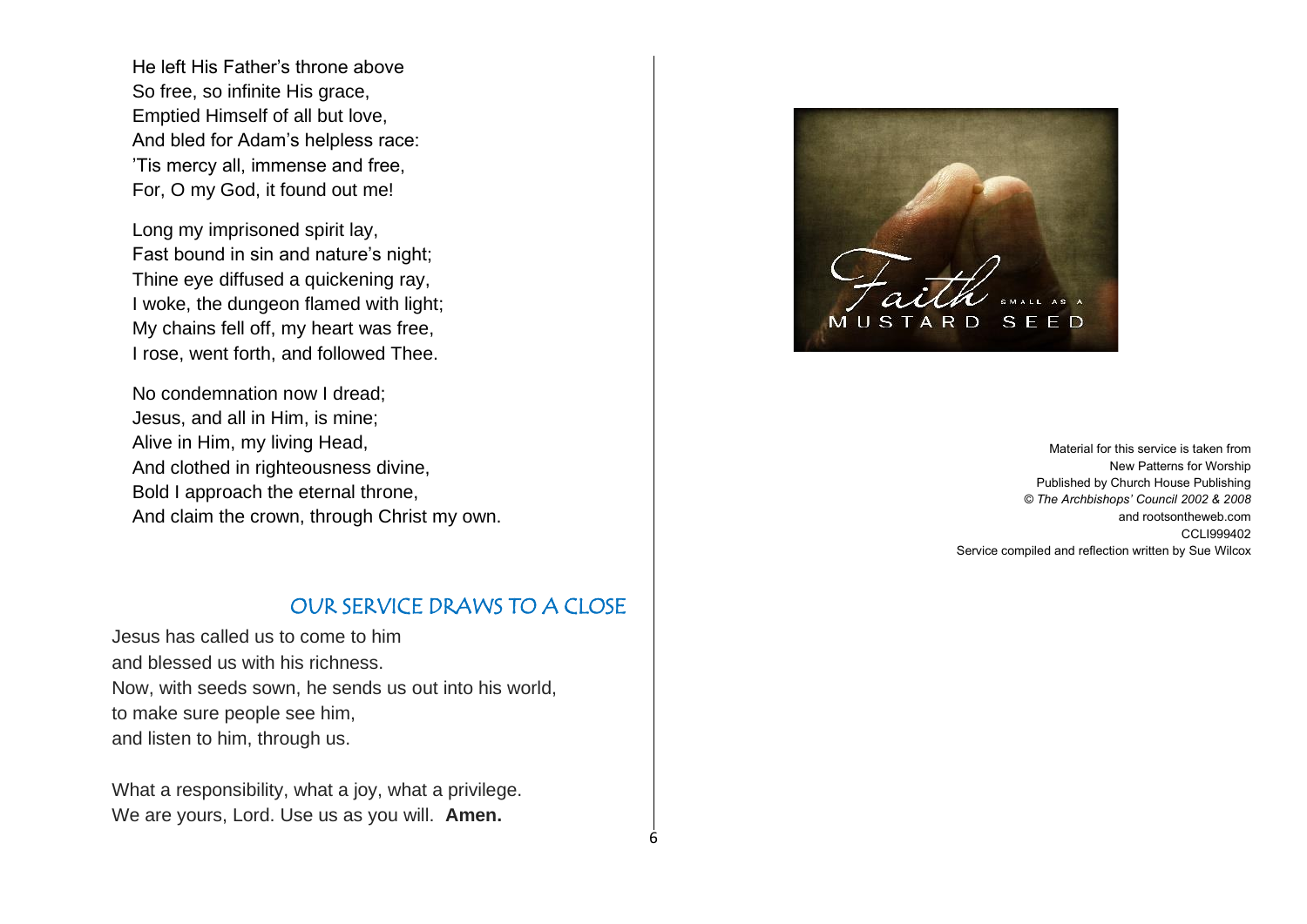He left His Father's throne above
So free, so infinite His grace,
Emptied Himself of all but love,
And bled for Adam's helpless race:
'Tis mercy all, immense and free,
For, O my God, it found out me!

Long my imprisoned spirit lay,
Fast bound in sin and nature's night;
Thine eye diffused a quickening ray,
I woke, the dungeon flamed with light;
My chains fell off, my heart was free,
I rose, went forth, and followed Thee.

No condemnation now I dread;
Jesus, and all in Him, is mine;
Alive in Him, my living Head,
And clothed in righteousness divine,
Bold I approach the eternal throne,
And claim the crown, through Christ my own.

## OUR SERVICE DRAWS TO A CLOSE

Jesus has called us to come to him
and blessed us with his richness.
Now, with seeds sown, he sends us out into his world,
to make sure people see him,
and listen to him, through us.

What a responsibility, what a joy, what a privilege.
We are yours, Lord. Use us as you will. **Amen.**

Faith SMALL AS A MUSTARD SEED

Material for this service is taken from
New Patterns for Worship
Published by Church House Publishing
*© The Archbishops' Council 2002 & 2008*
and rootsontheweb.com
CCLI999402
Service compiled and reflection written by Sue Wilcox